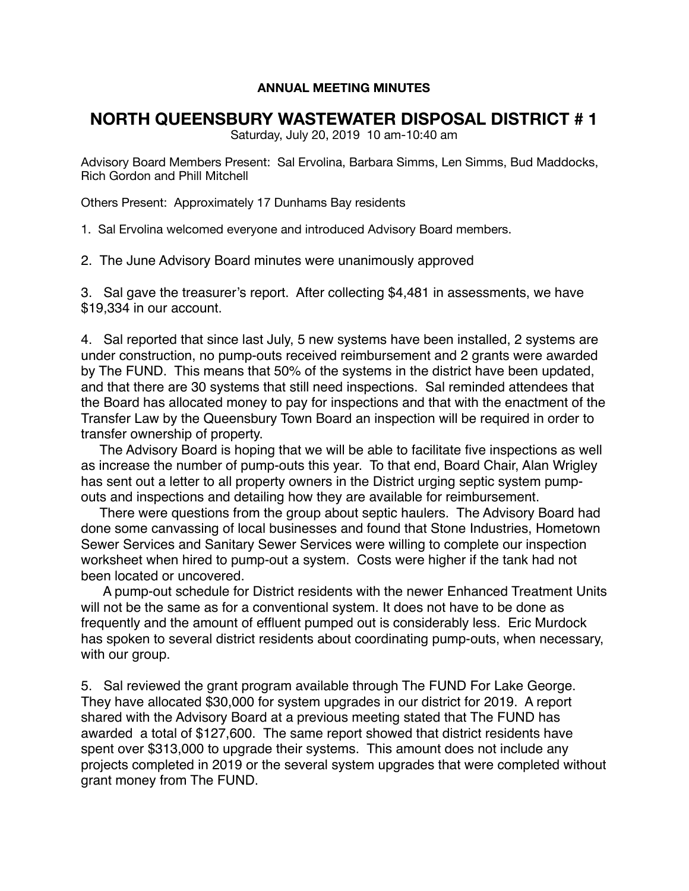**ANNUAL MEETING MINUTES**

# NORTH QUEENSBURY WASTEWATER DISPOSAL DISTRICT # 1

Saturday, July 20, 2019 10 am-10:40 am

Advisory Board Members Present: Sal Ervolina, Barbara Simms, Len Simms, Bud Maddocks, Rich Gordon and Phill Mitchell

Others Present: Approximately 17 Dunhams Bay residents

1. Sal Ervolina welcomed everyone and introduced Advisory Board members.

2. The June Advisory Board minutes were unanimously approved

3. Sal gave the treasurer's report. After collecting $4,481 in assessments, we have $19,334 in our account.

4. Sal reported that since last July, 5 new systems have been installed, 2 systems are under construction, no pump-outs received reimbursement and 2 grants were awarded by The FUND. This means that 50% of the systems in the district have been updated, and that there are 30 systems that still need inspections. Sal reminded attendees that the Board has allocated money to pay for inspections and that with the enactment of the Transfer Law by the Queensbury Town Board an inspection will be required in order to transfer ownership of property.

   The Advisory Board is hoping that we will be able to facilitate five inspections as well as increase the number of pump-outs this year. To that end, Board Chair, Alan Wrigley has sent out a letter to all property owners in the District urging septic system pump-outs and inspections and detailing how they are available for reimbursement.

   There were questions from the group about septic haulers. The Advisory Board had done some canvassing of local businesses and found that Stone Industries, Hometown Sewer Services and Sanitary Sewer Services were willing to complete our inspection worksheet when hired to pump-out a system. Costs were higher if the tank had not been located or uncovered.

   A pump-out schedule for District residents with the newer Enhanced Treatment Units will not be the same as for a conventional system. It does not have to be done as frequently and the amount of effluent pumped out is considerably less. Eric Murdock has spoken to several district residents about coordinating pump-outs, when necessary, with our group.

5. Sal reviewed the grant program available through The FUND For Lake George. They have allocated $30,000 for system upgrades in our district for 2019. A report shared with the Advisory Board at a previous meeting stated that The FUND has awarded a total of $127,600. The same report showed that district residents have spent over $313,000 to upgrade their systems. This amount does not include any projects completed in 2019 or the several system upgrades that were completed without grant money from The FUND.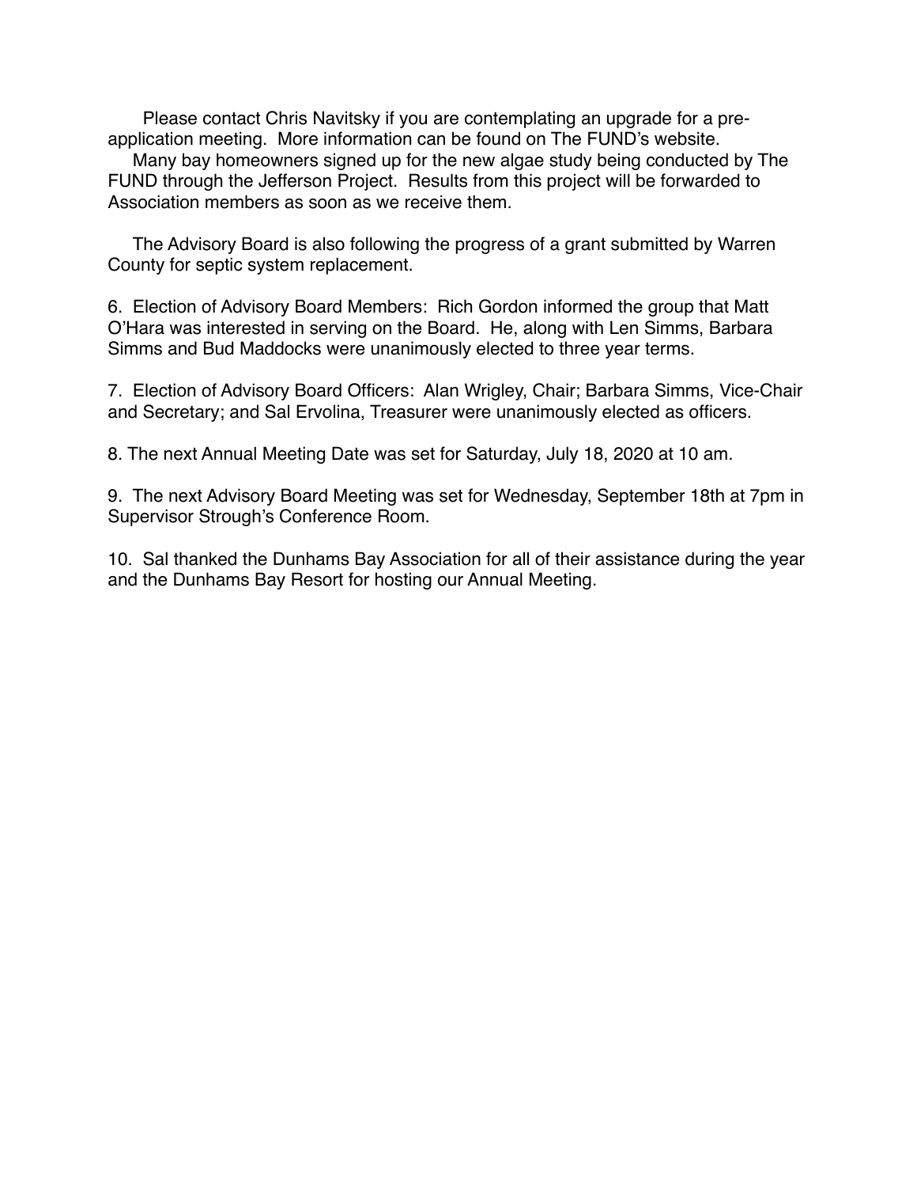Please contact Chris Navitsky if you are contemplating an upgrade for a pre-application meeting. More information can be found on The FUND's website.

Many bay homeowners signed up for the new algae study being conducted by The FUND through the Jefferson Project. Results from this project will be forwarded to Association members as soon as we receive them.

The Advisory Board is also following the progress of a grant submitted by Warren County for septic system replacement.

6. Election of Advisory Board Members: Rich Gordon informed the group that Matt O'Hara was interested in serving on the Board. He, along with Len Simms, Barbara Simms and Bud Maddocks were unanimously elected to three year terms.

7. Election of Advisory Board Officers: Alan Wrigley, Chair; Barbara Simms, Vice-Chair and Secretary; and Sal Ervolina, Treasurer were unanimously elected as officers.

8. The next Annual Meeting Date was set for Saturday, July 18, 2020 at 10 am.

9. The next Advisory Board Meeting was set for Wednesday, September 18th at 7pm in Supervisor Strough's Conference Room.

10. Sal thanked the Dunhams Bay Association for all of their assistance during the year and the Dunhams Bay Resort for hosting our Annual Meeting.